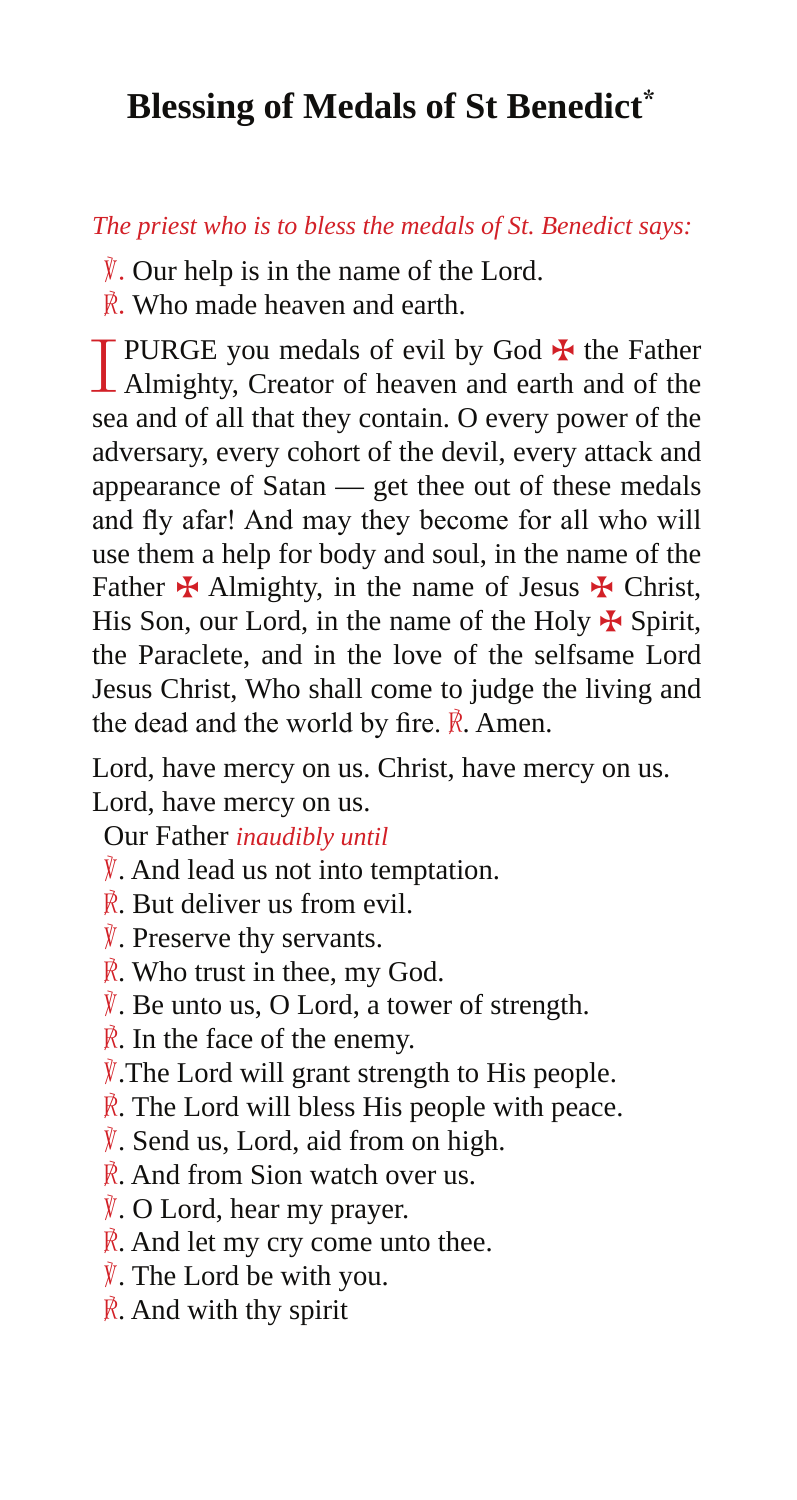# Blessing of Medals of St Benedict*

*The priest who is to bless the medals of St. Benedict says:*

℣. Our help is in the name of the Lord.
℟. Who made heaven and earth.

I PURGE you medals of evil by God ✠ the Father Almighty, Creator of heaven and earth and of the sea and of all that they contain. O every power of the adversary, every cohort of the devil, every attack and appearance of Satan — get thee out of these medals and fly afar! And may they become for all who will use them a help for body and soul, in the name of the Father ✠ Almighty, in the name of Jesus ✠ Christ, His Son, our Lord, in the name of the Holy ✠ Spirit, the Paraclete, and in the love of the selfsame Lord Jesus Christ, Who shall come to judge the living and the dead and the world by fire. ℟. Amen.

Lord, have mercy on us. Christ, have mercy on us. Lord, have mercy on us.

Our Father *inaudibly until*

℣. And lead us not into temptation.
℟. But deliver us from evil.
℣. Preserve thy servants.
℟. Who trust in thee, my God.
℣. Be unto us, O Lord, a tower of strength.
℟. In the face of the enemy.
℣. The Lord will grant strength to His people.
℟. The Lord will bless His people with peace.
℣. Send us, Lord, aid from on high.
℟. And from Sion watch over us.
℣. O Lord, hear my prayer.
℟. And let my cry come unto thee.
℣. The Lord be with you.
℟. And with thy spirit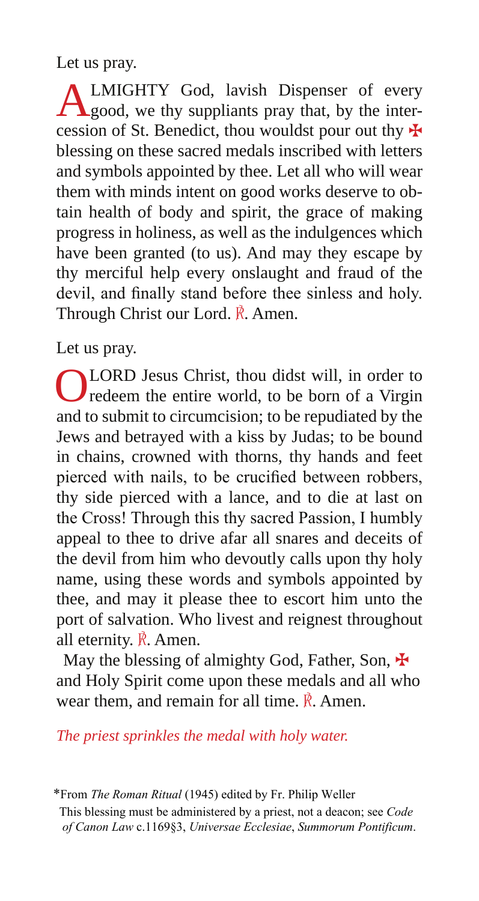Let us pray.

ALMIGHTY God, lavish Dispenser of every good, we thy suppliants pray that, by the intercession of St. Benedict, thou wouldst pour out thy ✠ blessing on these sacred medals inscribed with letters and symbols appointed by thee. Let all who will wear them with minds intent on good works deserve to obtain health of body and spirit, the grace of making progress in holiness, as well as the indulgences which have been granted (to us). And may they escape by thy merciful help every onslaught and fraud of the devil, and finally stand before thee sinless and holy. Through Christ our Lord. ℟. Amen.

Let us pray.

O LORD Jesus Christ, thou didst will, in order to redeem the entire world, to be born of a Virgin and to submit to circumcision; to be repudiated by the Jews and betrayed with a kiss by Judas; to be bound in chains, crowned with thorns, thy hands and feet pierced with nails, to be crucified between robbers, thy side pierced with a lance, and to die at last on the Cross! Through this thy sacred Passion, I humbly appeal to thee to drive afar all snares and deceits of the devil from him who devoutly calls upon thy holy name, using these words and symbols appointed by thee, and may it please thee to escort him unto the port of salvation. Who livest and reignest throughout all eternity. ℟. Amen.

May the blessing of almighty God, Father, Son, ✠ and Holy Spirit come upon these medals and all who wear them, and remain for all time. ℟. Amen.

*The priest sprinkles the medal with holy water.*

*From *The Roman Ritual* (1945) edited by Fr. Philip Weller

This blessing must be administered by a priest, not a deacon; see *Code of Canon Law* c.1169§3, *Universae Ecclesiae*, *Summorum Pontificum*.